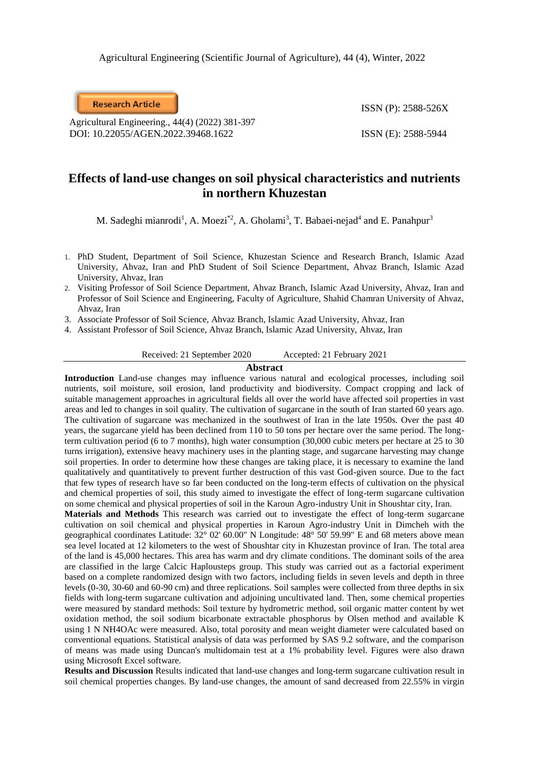Research Article

Agricultural Engineering., 44(4) (2022) 381-397
DOI: 10.22055/AGEN.2022.39468.1622

ISSN (P): 2588-526X

ISSN (E): 2588-5944

# Effects of land-use changes on soil physical characteristics and nutrients in northern Khuzestan

M. Sadeghi mianrodi[1], A. Moezi[*2], A. Gholami[3], T. Babaei-nejad[4] and E. Panahpur[3]

1. PhD Student, Department of Soil Science, Khuzestan Science and Research Branch, Islamic Azad University, Ahvaz, Iran and PhD Student of Soil Science Department, Ahvaz Branch, Islamic Azad University, Ahvaz, Iran
2. Visiting Professor of Soil Science Department, Ahvaz Branch, Islamic Azad University, Ahvaz, Iran and Professor of Soil Science and Engineering, Faculty of Agriculture, Shahid Chamran University of Ahvaz, Ahvaz, Iran
3. Associate Professor of Soil Science, Ahvaz Branch, Islamic Azad University, Ahvaz, Iran
4. Assistant Professor of Soil Science, Ahvaz Branch, Islamic Azad University, Ahvaz, Iran

Received: 21 September 2020 Accepted: 21 February 2021

## Abstract

**Introduction** Land-use changes may influence various natural and ecological processes, including soil nutrients, soil moisture, soil erosion, land productivity and biodiversity. Compact cropping and lack of suitable management approaches in agricultural fields all over the world have affected soil properties in vast areas and led to changes in soil quality. The cultivation of sugarcane in the south of Iran started 60 years ago. The cultivation of sugarcane was mechanized in the southwest of Iran in the late 1950s. Over the past 40 years, the sugarcane yield has been declined from 110 to 50 tons per hectare over the same period. The long-term cultivation period (6 to 7 months), high water consumption (30,000 cubic meters per hectare at 25 to 30 turns irrigation), extensive heavy machinery uses in the planting stage, and sugarcane harvesting may change soil properties. In order to determine how these changes are taking place, it is necessary to examine the land qualitatively and quantitatively to prevent further destruction of this vast God-given source. Due to the fact that few types of research have so far been conducted on the long-term effects of cultivation on the physical and chemical properties of soil, this study aimed to investigate the effect of long-term sugarcane cultivation on some chemical and physical properties of soil in the Karoun Agro-industry Unit in Shoushtar city, Iran.

**Materials and Methods** This research was carried out to investigate the effect of long-term sugarcane cultivation on soil chemical and physical properties in Karoun Agro-industry Unit in Dimcheh with the geographical coordinates Latitude: 32° 02' 60.00" N Longitude: 48° 50' 59.99" E and 68 meters above mean sea level located at 12 kilometers to the west of Shoushtar city in Khuzestan province of Iran. The total area of the land is 45,000 hectares. This area has warm and dry climate conditions. The dominant soils of the area are classified in the large Calcic Haplousteps group. This study was carried out as a factorial experiment based on a complete randomized design with two factors, including fields in seven levels and depth in three levels (0-30, 30-60 and 60-90 cm) and three replications. Soil samples were collected from three depths in six fields with long-term sugarcane cultivation and adjoining uncultivated land. Then, some chemical properties were measured by standard methods: Soil texture by hydrometric method, soil organic matter content by wet oxidation method, the soil sodium bicarbonate extractable phosphorus by Olsen method and available K using 1 N $NH_4OAc$ were measured. Also, total porosity and mean weight diameter were calculated based on conventional equations. Statistical analysis of data was performed by SAS 9.2 software, and the comparison of means was made using Duncan's multidomain test at a 1% probability level. Figures were also drawn using Microsoft Excel software.

**Results and Discussion** Results indicated that land-use changes and long-term sugarcane cultivation result in soil chemical properties changes. By land-use changes, the amount of sand decreased from 22.55% in virgin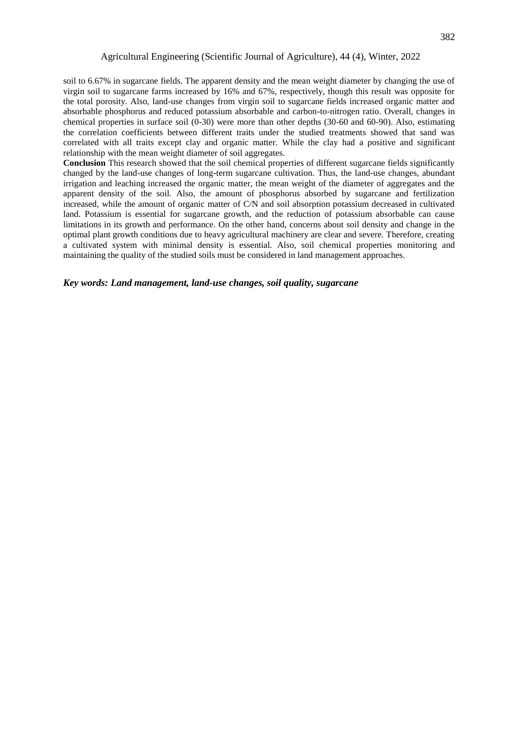soil to 6.67% in sugarcane fields. The apparent density and the mean weight diameter by changing the use of virgin soil to sugarcane farms increased by 16% and 67%, respectively, though this result was opposite for the total porosity. Also, land-use changes from virgin soil to sugarcane fields increased organic matter and absorbable phosphorus and reduced potassium absorbable and carbon-to-nitrogen ratio. Overall, changes in chemical properties in surface soil (0-30) were more than other depths (30-60 and 60-90). Also, estimating the correlation coefficients between different traits under the studied treatments showed that sand was correlated with all traits except clay and organic matter. While the clay had a positive and significant relationship with the mean weight diameter of soil aggregates.

**Conclusion** This research showed that the soil chemical properties of different sugarcane fields significantly changed by the land-use changes of long-term sugarcane cultivation. Thus, the land-use changes, abundant irrigation and leaching increased the organic matter, the mean weight of the diameter of aggregates and the apparent density of the soil. Also, the amount of phosphorus absorbed by sugarcane and fertilization increased, while the amount of organic matter of C/N and soil absorption potassium decreased in cultivated land. Potassium is essential for sugarcane growth, and the reduction of potassium absorbable can cause limitations in its growth and performance. On the other hand, concerns about soil density and change in the optimal plant growth conditions due to heavy agricultural machinery are clear and severe. Therefore, creating a cultivated system with minimal density is essential. Also, soil chemical properties monitoring and maintaining the quality of the studied soils must be considered in land management approaches.

***Key words: Land management, land-use changes, soil quality, sugarcane***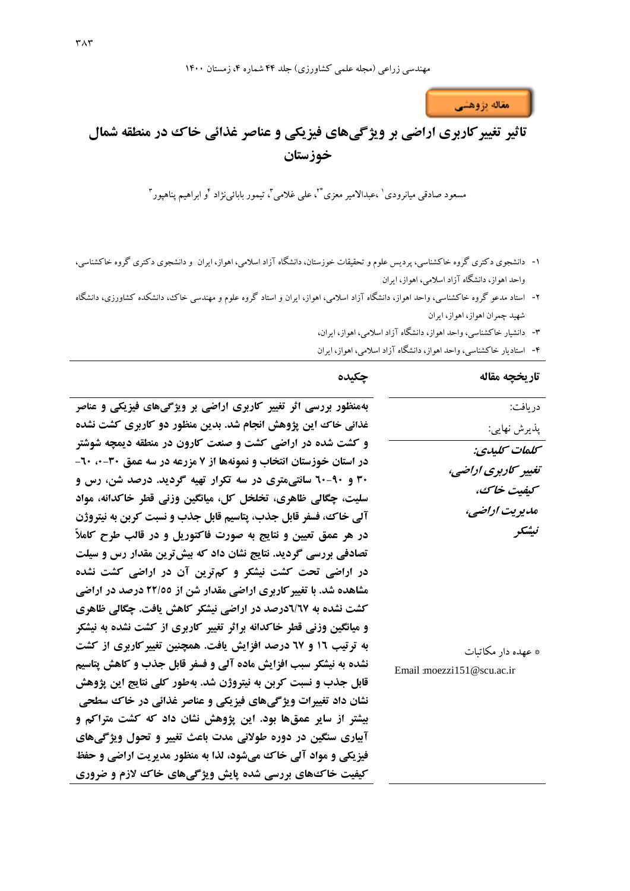مقاله پژوهشی

# تاثیر تغییرکاربری اراضی بر ویژگی‌های فیزیکی و عناصر غذائی خاک در منطقه شمال خوزستان

مسعود صادقی میانرودی[1] ،عبدالامیر معزی*[2]، علی غلامی[3]، تیمور بابائی‌نژاد [4]و ابراهیم پناهپور[3]

۱- دانشجوی دکتری گروه خاکشناسی، پردیس علوم و تحقیقات خوزستان، دانشگاه آزاد اسلامی، اهواز، ایران و دانشجوی دکتری گروه خاکشناسی، واحد اهواز، دانشگاه آزاد اسلامی، اهواز، ایران

۲- استاد مدعو گروه خاکشناسی، واحد اهواز، دانشگاه آزاد اسلامی، اهواز، ایران و استاد گروه علوم و مهندسی خاک، دانشکده کشاورزی، دانشگاه شهید چمران اهواز، اهواز، ایران

۳- دانشیار خاکشناسی، واحد اهواز، دانشگاه آزاد اسلامی، اهواز، ایران،

۴- استادیار خاکشناسی، واحد اهواز، دانشگاه آزاد اسلامی، اهواز، ایران

## تاریخچه مقاله

دریافت:

پذیرش نهایی:

***کلمات کلیدی:***

*تغییر کاربری اراضی،*

*کیفیت خاک،*

*مدیریت اراضی،*

*نیشکر*

\* عهده دار مکاتبات

Email :moezzi151@scu.ac.ir

## چکیده

**به‌منظور بررسی اثر تغییر کاربری اراضی بر ویژگی‌های فیزیکی و عناصر غذائی خاک این پژوهش انجام شد. بدین منظور دو کاربری کشت نشده و کشت شده در اراضی کشت و صنعت کارون در منطقه دیمچه شوشتر در استان خوزستان انتخاب و نمونه‌ها از ۷ مزرعه در سه عمق ۳۰-۰، ۶۰-۳۰ و ۹۰-۶۰ سانتی‌متری در سه تکرار تهیه گردید. درصد شن، رس و سلیت، چگالی ظاهری، تخلخل کل، میانگین وزنی قطر خاکدانه، مواد آلی خاک، فسفر قابل جذب، پتاسیم قابل جذب و نسبت کربن به نیتروژن در هر عمق تعیین و نتایج به صورت فاکتوریل و در قالب طرح کاملاً تصادفی بررسی گردید. نتایج نشان داد که بیش‌ترین مقدار رس و سیلت در اراضی تحت کشت نیشکر و کم‌ترین آن در اراضی کشت نشده مشاهده شد. با تغییرکاربری اراضی مقدار شن از ۲۲/۵۵ درصد در اراضی کشت نشده به ٦/٦٧درصد در اراضی نیشکر کاهش یافت. چگالی ظاهری و میانگین وزنی قطر خاکدانه براثر تغییر کاربری از کشت نشده به نیشکر به ترتیب ١٦ و ٦٧ درصد افزایش یافت. همچنین تغییرکاربری از کشت نشده به نیشکر سبب افزایش ماده آلی و فسفر قابل جذب و کاهش پتاسیم قابل جذب و نسبت کربن به نیتروژن شد. به‌طور کلی نتایج این پژوهش نشان داد تغییرات ویژگی‌های فیزیکی و عناصر غذائی در خاک سطحی بیشتر از سایر عمق‌ها بود. این پژوهش نشان داد که کشت متراکم و آبیاری سنگین در دوره طولانی مدت باعث تغییر و تحول ویژگی‌های فیزیکی و مواد آلی خاک می‌شود، لذا به منظور مدیریت اراضی و حفظ کیفیت خاک‌های بررسی شده پایش ویژگی‌های خاک لازم و ضروری**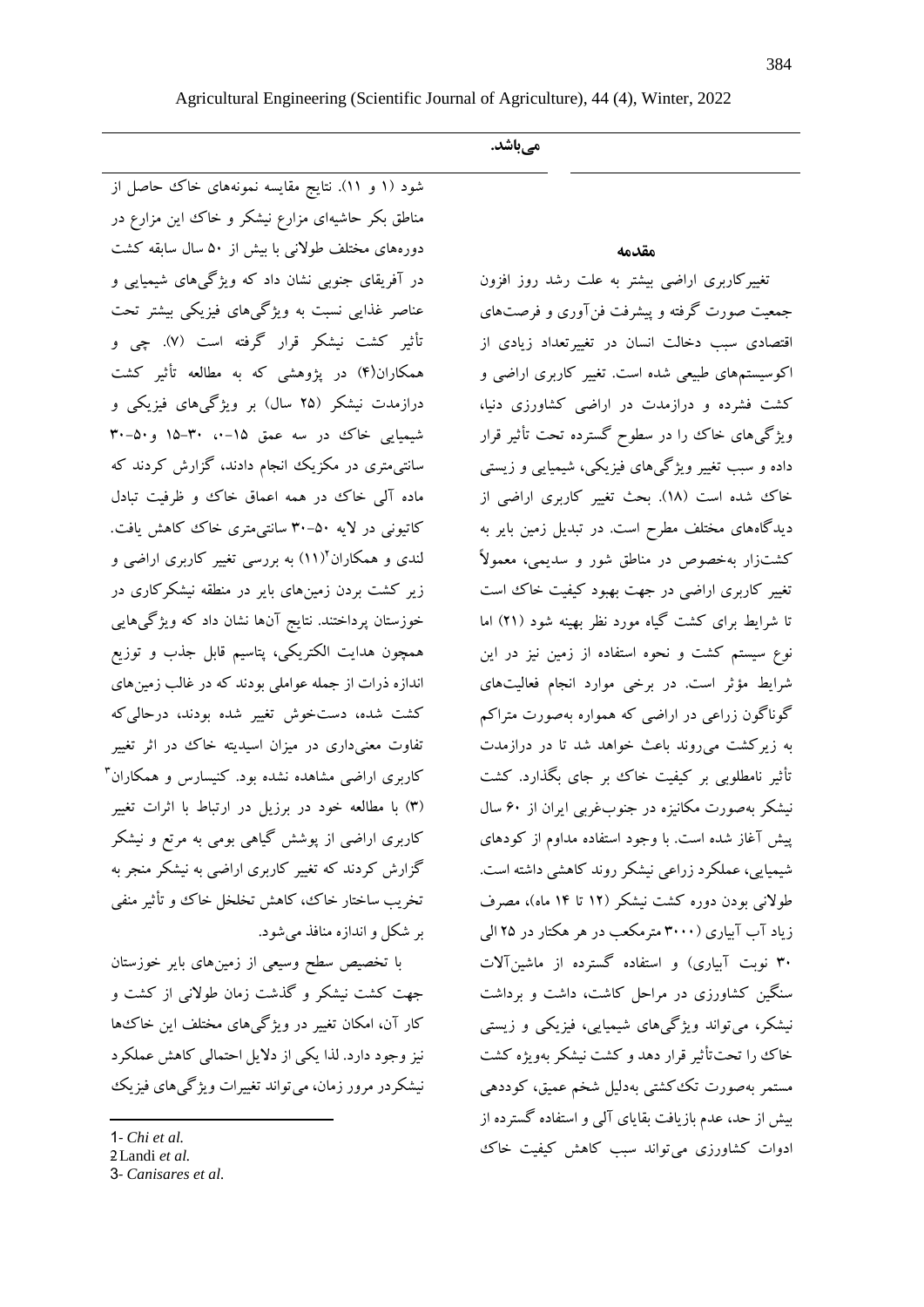می‌باشد.

## مقدمه

تغییرکاربری اراضی بیشتر به علت رشد روز افزون جمعیت صورت گرفته و پیشرفت فن‌آوری و فرصت‌های اقتصادی سبب دخالت انسان در تغییرتعداد زیادی از اکوسیستم‌های طبیعی شده است. تغییر کاربری اراضی و کشت فشرده و درازمدت در اراضی کشاورزی دنیا، ویژگی‌های خاک را در سطوح گسترده تحت تأثیر قرار داده و سبب تغییر ویژگی‌های فیزیکی، شیمیایی و زیستی خاک شده است (۱۸). بحث تغییر کاربری اراضی از دیدگاه‌های مختلف مطرح است. در تبدیل زمین بایر به کشت‌زار به‌خصوص در مناطق شور و سدیمی، معمولاً تغییر کاربری اراضی در جهت بهبود کیفیت خاک است تا شرایط برای کشت گیاه مورد نظر بهینه شود (۲۱) اما نوع سیستم کشت و نحوه استفاده از زمین نیز در این شرایط مؤثر است. در برخی موارد انجام فعالیت‌های گوناگون زراعی در اراضی که همواره به‌صورت متراکم به زیرکشت می‌روند باعث خواهد شد تا در درازمدت تأثیر نامطلوبی بر کیفیت خاک بر جای بگذارد. کشت نیشکر به‌صورت مکانیزه در جنوب‌غربی ایران از ۶۰ سال پیش آغاز شده است. با وجود استفاده مداوم از کودهای شیمیایی، عملکرد زراعی نیشکر روند کاهشی داشته است. طولانی بودن دوره کشت نیشکر (۱۲ تا ۱۴ ماه)، مصرف زیاد آب آبیاری (۳۰۰۰ مترمکعب در هر هکتار در ۲۵ الی ۳۰ نوبت آبیاری) و استفاده گسترده از ماشین‌آلات سنگین کشاورزی در مراحل کاشت، داشت و برداشت نیشکر، می‌تواند ویژگی‌های شیمیایی، فیزیکی و زیستی خاک را تحت‌تأثیر قرار دهد و کشت نیشکر به‌ویژه کشت مستمر به‌صورت تک‌کشتی به‌دلیل شخم عمیق، کوددهی بیش از حد، عدم بازیافت بقایای آلی و استفاده گسترده از ادوات کشاورزی می‌تواند سبب کاهش کیفیت خاک شود (۱ و ۱۱). نتایج مقایسه نمونه‌های خاک حاصل از مناطق بکر حاشیه‌ای مزارع نیشکر و خاک این مزارع در دوره‌های مختلف طولانی با بیش از ۵۰ سال سابقه کشت در آفریقای جنوبی نشان داد که ویژگی‌های شیمیایی و عناصر غذایی نسبت به ویژگی‌های فیزیکی بیشتر تحت تأثیر کشت نیشکر قرار گرفته است (۷). چی و همکاران[1](۴) در پژوهشی که به مطالعه تأثیر کشت درازمدت نیشکر (۲۵ سال) بر ویژگی‌های فیزیکی و شیمیایی خاک در سه عمق ۱۵-۰، ۳۰-۱۵ و۵۰-۳۰ سانتی‌متری در مکزیک انجام دادند، گزارش کردند که ماده آلی خاک در همه اعماق خاک و ظرفیت تبادل کاتیونی در لایه ۵۰-۳۰ سانتی‌متری خاک کاهش یافت. لندی و همکاران[2](۱۱) به بررسی تغییر کاربری اراضی و زیر کشت بردن زمین‌های بایر در منطقه نیشکرکاری در خوزستان پرداختند. نتایج آن‌ها نشان داد که ویژگی‌هایی همچون هدایت الکتریکی، پتاسیم قابل جذب و توزیع اندازه ذرات از جمله عواملی بودند که در غالب زمین‌های کشت شده، دست‌خوش تغییر شده بودند، درحالی‌که تفاوت معنی‌داری در میزان اسیدیته خاک در اثر تغییر کاربری اراضی مشاهده نشده بود. کنیسارس و همکاران[3] (۳) با مطالعه خود در برزیل در ارتباط با اثرات تغییر کاربری اراضی از پوشش گیاهی بومی به مرتع و نیشکر گزارش کردند که تغییر کاربری اراضی به نیشکر منجر به تخریب ساختار خاک، کاهش تخلخل خاک و تأثیر منفی بر شکل و اندازه منافذ می‌شود.

با تخصیص سطح وسیعی از زمین‌های بایر خوزستان جهت کشت نیشکر و گذشت زمان طولانی از کشت و کار آن، امکان تغییر در ویژگی‌های مختلف این خاک‌ها نیز وجود دارد. لذا یکی از دلایل احتمالی کاهش عملکرد نیشکردر مرور زمان، می‌تواند تغییرات ویژگی‌های فیزیک

---

1- *Chi et al.*

2 Landi *et al.*

3- *Canisares et al.*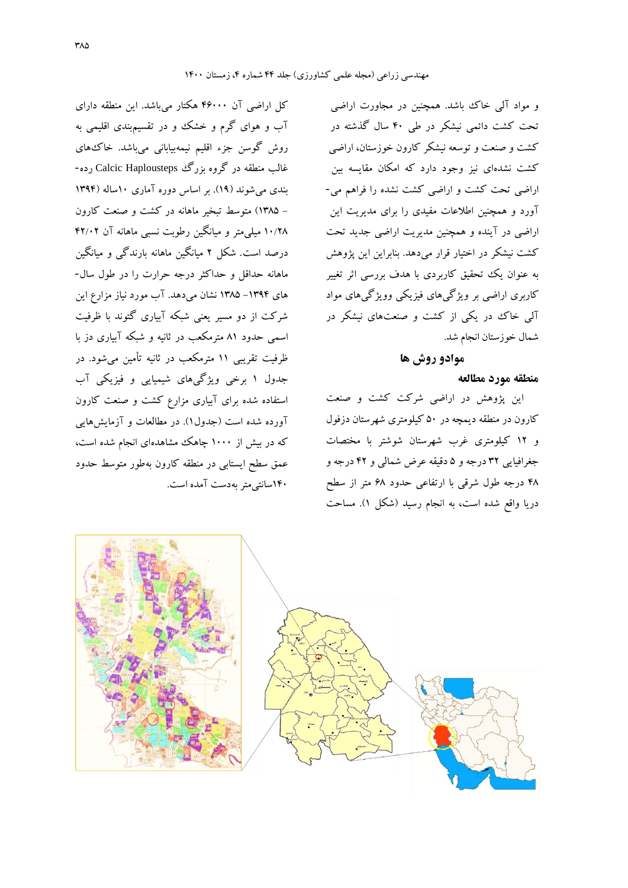و مواد آلی خاک باشد. همچنین در مجاورت اراضی تحت کشت دائمی نیشکر در طی ۴۰ سال گذشته در کشت و صنعت و توسعه نیشکر کارون خوزستان، اراضی کشت نشده‌ای نیز وجود دارد که امکان مقایسه بین اراضی تحت کشت و اراضی کشت نشده را فراهم می‌آورد و همچنین اطلاعات مفیدی را برای مدیریت این اراضی در آینده و همچنین مدیریت اراضی جدید تحت کشت نیشکر در اختیار قرار می‌دهد. بنابراین این پژوهش به عنوان یک تحقیق کاربردی با هدف بررسی اثر تغییر کاربری اراضی بر ویژگی‌های فیزیکی وویژگی‌های مواد آلی خاک در یکی از کشت و صنعت‌های نیشکر در شمال خوزستان انجام شد.

## مواد و روش ها

### منطقه مورد مطالعه

این پژوهش در اراضی شرکت کشت و صنعت کارون در منطقه دیمچه در ۵۰ کیلومتری شهرستان دزفول و ۱۲ کیلومتری غرب شهرستان شوشتر با مختصات جغرافیایی ۳۲ درجه و ۵ دقیقه عرض شمالی و ۴۲ درجه و ۴۸ درجه طول شرقی با ارتفاعی حدود ۶۸ متر از سطح دریا واقع شده است، به انجام رسید (شکل ۱). مساحت کل اراضی آن ۴۶۰۰۰ هکتار می‌باشد. این منطقه دارای آب و هوای گرم و خشک و در تقسیم‌بندی اقلیمی به روش گوسن جزء اقلیم نیمه‌بیابانی می‌باشد. خاک‌های غالب منطقه در گروه بزرگ Calcic Haplousteps رده‌بندی می‌شوند (۱۹). بر اساس دوره آماری ۱۰ساله (۱۳۹۴ – ۱۳۸۵) متوسط تبخیر ماهانه در کشت و صنعت کارون ۱۰/۲۸ میلی‌متر و میانگین رطوبت نسبی ماهانه آن ۴۲/۰۲ درصد است. شکل ۲ میانگین ماهانه بارندگی و میانگین ماهانه حداقل و حداکثر درجه حرارت را در طول سال‌های ۱۳۹۴–۱۳۸۵ نشان می‌دهد. آب مورد نیاز مزارع این شرکت از دو مسیر یعنی شبکه آبیاری گتوند با ظرفیت اسمی حدود ۸۱ مترمکعب در ثانیه و شبکه آبیاری دز با ظرفیت تقریبی ۱۱ مترمکعب در ثانیه تأمین می‌شود. در جدول ۱ برخی ویژگی‌های شیمیایی و فیزیکی آب استفاده شده برای آبیاری مزارع کشت و صنعت کارون آورده شده است (جدول۱). در مطالعات و آزمایش‌هایی که در بیش از ۱۰۰۰ چاهک مشاهده‌ای انجام شده است، عمق سطح ایستابی در منطقه کارون به‌طور متوسط حدود ۱۴۰سانتی‌متر به‌دست آمده است.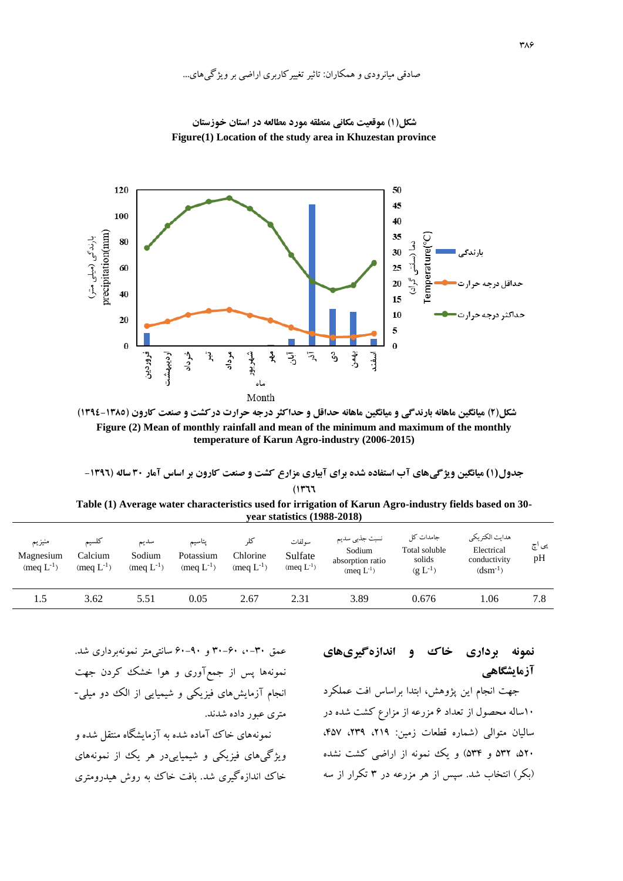**شکل(۱) موقعیت مکانی منطقه مورد مطالعه در استان خوزستان**

**Figure(1) Location of the study area in Khuzestan province**

**شکل(۲) میانگین ماهانه بارندگی و میانگین ماهانه حداقل و حداکثر درجه حرارت درکشت و صنعت کارون (۱۳۸۵-۱۳۹٤)**

**Figure (2) Mean of monthly rainfall and mean of the minimum and maximum of the monthly temperature of Karun Agro-industry (2006-2015)**

**جدول(۱) میانگین ویژگی‌های آب استفاده شده برای آبیاری مزارع کشت و صنعت کارون بر اساس آمار ۳۰ ساله (۱۳۹٦-۱۳٦٦)**

**Table (1) Average water characteristics used for irrigation of Karun Agro-industry fields based on 30-year statistics (1988-2018)**

| منیزیم Magnesium ($meq\ L^{-1}$) | کلسیم Calcium ($meq\ L^{-1}$) | سدیم Sodium ($meq\ L^{-1}$) | پتاسیم Potassium ($meq\ L^{-1}$) | کلر Chlorine ($meq\ L^{-1}$) | سولفات Sulfate ($meq\ L^{-1}$) | نسبت جذبی سدیم Sodium absorption ratio ($meq\ L^{-1}$) | جامدات کل Total soluble solids ($g\ L^{-1}$) | هدایت الکتریکی Electrical conductivity ($dsm^{-1}$) | پی اچ pH |
|---|---|---|---|---|---|---|---|---|---|
| 1.5 | 3.62 | 5.51 | 0.05 | 2.67 | 2.31 | 3.89 | 0.676 | 1.06 | 7.8 |

## نمونه برداری خاک و اندازه‌گیری‌های آزمایشگاهی

جهت انجام این پژوهش، ابتدا براساس افت عملکرد ۱۰ساله محصول از تعداد ۶ مزرعه از مزارع کشت شده در سالیان متوالی (شماره قطعات زمین: ۲۱۹، ۲۳۹، ۴۵۷، ۵۲۰، ۵۳۲ و ۵۳۴) و یک نمونه از اراضی کشت نشده (بکر) انتخاب شد. سپس از هر مزرعه در ۳ تکرار از سه عمق ۳۰-۰، ۶۰-۳۰ و ۹۰-۶۰ سانتی‌متر نمونه‌برداری شد. نمونه‌ها پس از جمع‌آوری و هوا خشک کردن جهت انجام آزمایش‌های فیزیکی و شیمیایی از الک دو میلی-متری عبور داده شدند.

نمونه‌های خاک آماده شده به آزمایشگاه منتقل شده و ویژگی‌های فیزیکی و شیمیاییدر هر یک از نمونه‌های خاک اندازه‌گیری شد. بافت خاک به روش هیدرومتری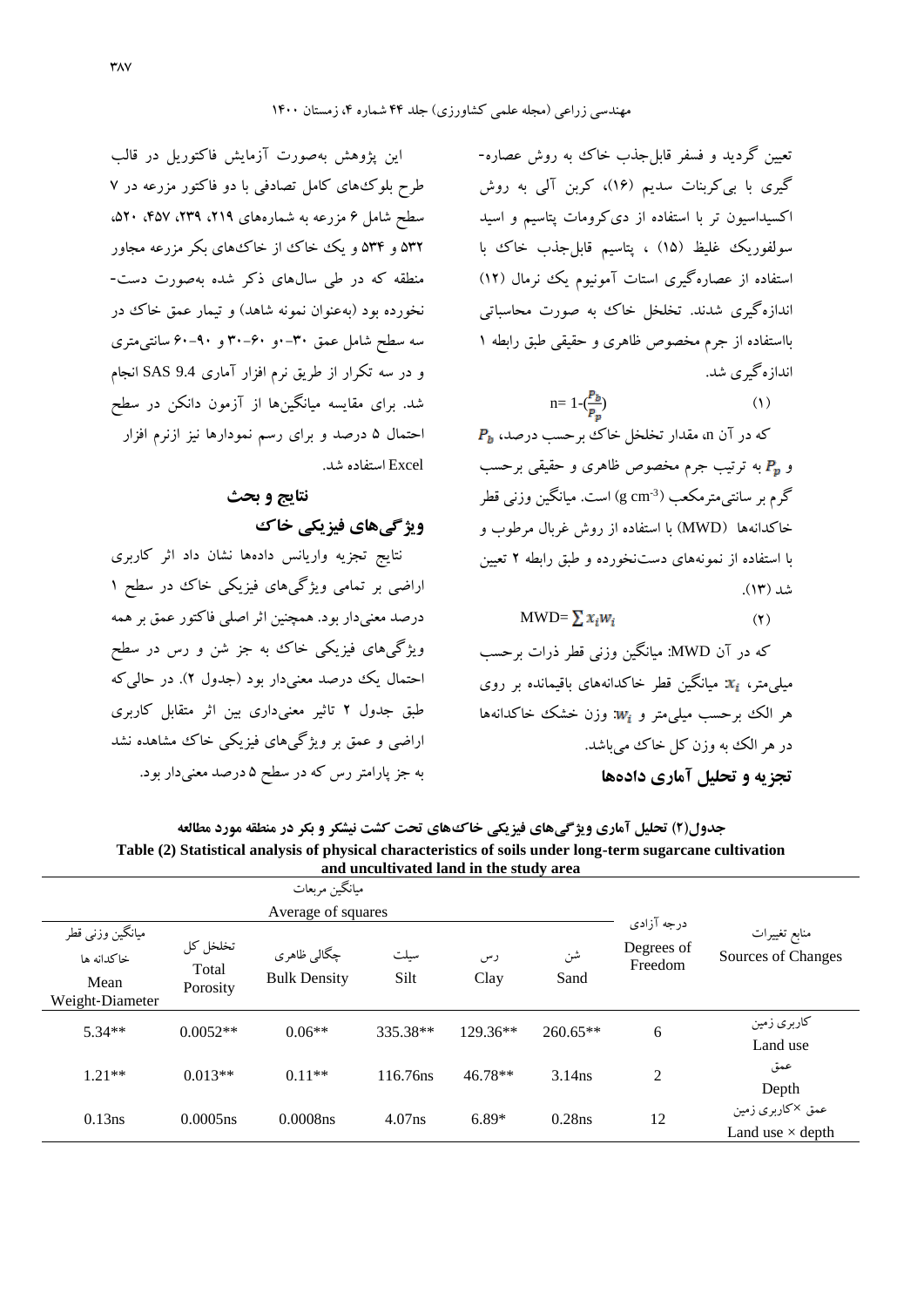تعیین گردید و فسفر قابل‌جذب خاک به روش عصاره‌گیری با بی‌کربنات سدیم (۱۶)، کربن آلی به روش اکسیداسیون تر با استفاده از دی‌کرومات پتاسیم و اسید سولفوریک غلیظ (۱۵) ، پتاسیم قابل‌جذب خاک با استفاده از عصاره‌گیری استات آمونیوم یک نرمال (۱۲) اندازه‌گیری شدند. تخلخل خاک به صورت محاسباتی بااستفاده از جرم مخصوص ظاهری و حقیقی طبق رابطه ۱ اندازه‌گیری شد.

$$n= 1-(\frac{P_b}{P_p}) \quad (1)$$

که در آن n، مقدار تخلخل خاک برحسب درصد، $P_b$ و $P_p$ به ترتیب جرم مخصوص ظاهری و حقیقی برحسب گرم بر سانتی‌مترمکعب ($g\ cm^{-3}$) است. میانگین وزنی قطر خاکدانه‌ها (MWD) با استفاده از روش غربال مرطوب و با استفاده از نمونه‌های دست‌نخورده و طبق رابطه ۲ تعیین شد (۱۳).

$$MWD= \sum x_i w_i \quad (2)$$

که در آن MWD: میانگین وزنی قطر ذرات برحسب میلی‌متر، $x_i$: میانگین قطر خاکدانه‌های باقیمانده بر روی هر الک برحسب میلی‌متر و $w_i$: وزن خشک خاکدانه‌ها در هر الک به وزن کل خاک می‌باشد.

### تجزیه و تحلیل آماری داده‌ها

این پژوهش به‌صورت آزمایش فاکتوریل در قالب طرح بلوک‌های کامل تصادفی با دو فاکتور مزرعه در ۷ سطح شامل ۶ مزرعه به شماره‌های ۲۱۹، ۲۳۹، ۴۵۷، ۵۲۰، ۵۳۲ و ۵۳۴ و یک خاک از خاک‌های بکر مزرعه مجاور منطقه که در طی سال‌های ذکر شده به‌صورت دست‌نخورده بود (به‌عنوان نمونه شاهد) و تیمار عمق خاک در سه سطح شامل عمق ۳۰-۰و ۶۰-۳۰ و ۹۰-۶۰ سانتی‌متری و در سه تکرار از طریق نرم افزار آماری SAS 9.4 انجام شد. برای مقایسه میانگین‌ها از آزمون دانکن در سطح احتمال ۵ درصد و برای رسم نمودارها نیز ازنرم افزار Excel استفاده شد.

## نتایج و بحث

### ویژگی‌های فیزیکی خاک

نتایج تجزیه واریانس داده‌ها نشان داد اثر کاربری اراضی بر تمامی ویژگی‌های فیزیکی خاک در سطح ۱ درصد معنی‌دار بود. همچنین اثر اصلی فاکتور عمق بر همه ویژگی‌های فیزیکی خاک به جز شن و رس در سطح احتمال یک درصد معنی‌دار بود (جدول ۲). در حالی‌که طبق جدول ۲ تاثیر معنی‌داری بین اثر متقابل کاربری اراضی و عمق بر ویژگی‌های فیزیکی خاک مشاهده نشد به جز پارامتر رس که در سطح ۵ درصد معنی‌دار بود.

**جدول(۲) تحلیل آماری ویژگی‌های فیزیکی خاک‌های تحت کشت نیشکر و بکر در منطقه مورد مطالعه**
**Table (2) Statistical analysis of physical characteristics of soils under long-term sugarcane cultivation and uncultivated land in the study area**

| منابع تغییرات Sources of Changes | درجه آزادی Degrees of Freedom | میانگین مربعات Average of squares | | | | | |
|---|---|---|---|---|---|---|---|
| | | شن Sand | رس Clay | سیلت Silt | چگالی ظاهری Bulk Density | تخلخل کل Total Porosity | میانگین وزنی قطر خاکدانه ها Mean Weight-Diameter |
| کاربری زمین Land use | 6 | 260.65** | 129.36** | 335.38** | 0.06** | 0.0052** | 5.34** |
| عمق Depth | 2 | 3.14ns | 46.78** | 116.76ns | 0.11** | 0.013** | 1.21** |
| عمق ×کاربری زمین Land use × depth | 12 | 0.28ns | 6.89* | 4.07ns | 0.0008ns | 0.0005ns | 0.13ns |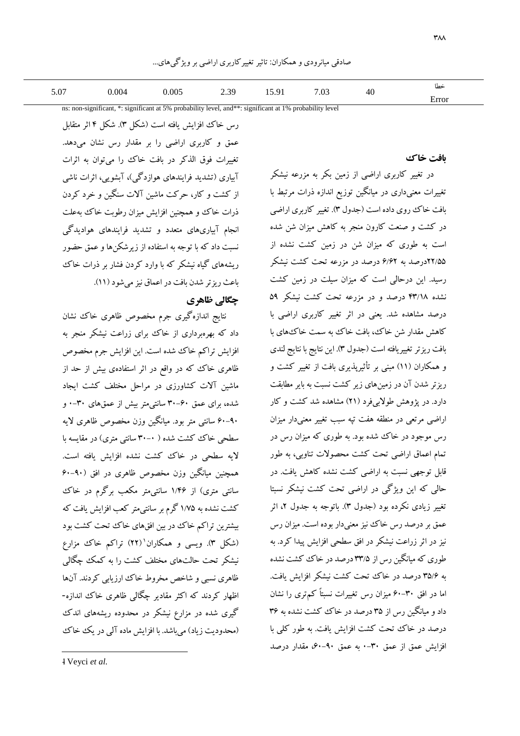| خطا Error | 40 | 7.03 | 15.91 | 2.39 | 0.005 | 0.004 | 5.07 |
|---|---|---|---|---|---|---|---|

ns: non-significant, *: significant at 5% probability level, and**: significant at 1% probability level

### بافت خاک

در تغییر کاربری اراضی از زمین بکر به مزرعه نیشکر تغییرات معنی‌داری در میانگین توزیع اندازه ذرات مرتبط با بافت خاک روی داده است (جدول ۳). تغییر کاربری اراضی در کشت و صنعت کارون منجر به کاهش میزان شن شده است به طوری که میزان شن در زمین کشت نشده از ۲۲/۵۵درصد به ۶/۶۲ درصد در مزرعه تحت کشت نیشکر رسید. این درحالی است که میزان سیلت در زمین کشت نشده ۴۳/۱۸ درصد و در مزرعه تحت کشت نیشکر ۵۹ درصد مشاهده شد. یعنی در اثر تغییر کاربری اراضی با کاهش مقدار شن خاک، بافت خاک به سمت خاک‌های با بافت ریزتر تغییریافته است (جدول ۳). این نتایج با نتایج لندی و همکاران (۱۱) مبنی بر تأثیرپذیری بافت از تغییر کشت و ریزتر شدن آن در زمین‌های زیر کشت نسبت به بایر مطابقت دارد. در پژوهش طولابی‌فرد (۲۱) مشاهده شد کشت و کار اراضی مرتعی در منطقه هفت تپه سبب تغییر معنی‌دار میزان رس موجود در خاک شده بود. به طوری که میزان رس در تمام اعماق اراضی تحت کشت محصولات تناوبی، به طور قابل توجهی نسبت به اراضی کشت نشده کاهش یافت. در حالی که این ویژگی در اراضی تحت کشت نیشکر نسبتا تغییر زیادی نکرده بود (جدول ۳). باتوجه به جدول ۲، اثر عمق بر درصد رس خاک نیز معنی‌دار بوده است. میزان رس نیز در اثر زراعت نیشکر در افق سطحی افزایش پیدا کرد. به طوری که میانگین رس از ۳۳/۵ درصد در خاک کشت نشده به ۳۵/۶ درصد در خاک تحت کشت نیشکر افزایش یافت. اما در افق ۳۰-۶۰ میزان رس تغییرات نسبتاً کم‌تری را نشان داد و میانگین رس از ۳۵ درصد در خاک کشت نشده به ۳۶ درصد در خاک تحت کشت افزایش یافت. به طور کلی با افزایش عمق از عمق ۳۰-۰ به عمق ۹۰-۶۰، مقدار درصد رس خاک افزایش یافته است (شکل ۳). شکل ۴ اثر متقابل عمق و کاربری اراضی را بر مقدار رس نشان می‌دهد. تغییرات فوق الذکر در بافت خاک را می‌توان به اثرات آبیاری (تشدید فرایندهای هوازدگی)، آبشویی، اثرات ناشی از کشت و کار، حرکت ماشین آلات سنگین و خرد کردن ذرات خاک و همچنین افزایش میزان رطوبت خاک به‌علت انجام آبیاری‌های متعدد و تشدید فرایندهای هوادیدگی نسبت داد که با توجه به استفاده از زیرشکن‌ها و عمق حضور ریشه‌های گیاه نیشکر که با وارد کردن فشار بر ذرات خاک باعث ریزتر شدن بافت در اعماق نیز می‌شود (۱۱).

### چگالی ظاهری

نتایج اندازه‌گیری جرم مخصوص ظاهری خاک نشان داد که بهره‌برداری از خاک برای زراعت نیشکر منجر به افزایش تراکم خاک شده است. این افزایش جرم مخصوص ظاهری خاک که در واقع در اثر استفاده‌ی بیش از حد از ماشین آلات کشاورزی در مراحل مختلف کشت ایجاد شده، برای عمق ۶۰-۳۰ سانتی‌متر بیش از عمق‌های ۳۰-۰ و ۹۰-۶۰ سانتی متر بود. میانگین وزن مخصوص ظاهری لایه سطحی خاک کشت شده ( ۰-۳۰ سانتی متری) در مقایسه با لایه سطحی در خاک کشت نشده افزایش یافته است. همچنین میانگین وزن مخصوص ظاهری در افق (۹۰-۶۰ سانتی متری) از ۱/۴۶ سانتی‌متر مکعب برگرم در خاک کشت نشده به ۱/۷۵ گرم بر سانتی‌متر کعب افزایش یافت که بیشترین تراکم خاک در بین افق‌های خاک تحت کشت بود (شکل ۳). ویسی و همکاران[1] (۲۲) تراکم خاک مزارع نیشکر تحت حالت‌های مختلف کشت را به کمک چگالی ظاهری نسبی و شاخص مخروط خاک ارزیابی کردند. آنها اظهار کردند که اکثر مقادیر چگالی ظاهری خاک اندازه- گیری شده در مزارع نیشکر در محدوده ریشه‌های اندک (محدودیت زیاد) می‌باشد. با افزایش ماده آلی در یک خاک

---

1 Veyci *et al.*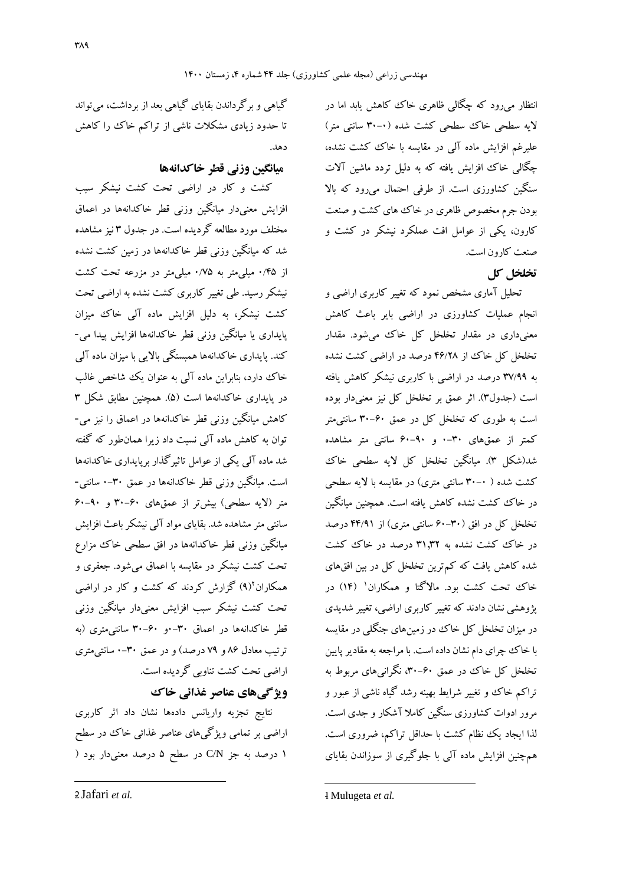انتظار می‌رود که چگالی ظاهری خاک کاهش یابد اما در لایه سطحی خاک سطحی کشت شده (۰-۳۰ سانتی متر) علیرغم افزایش ماده آلی در مقایسه با خاک کشت نشده، چگالی خاک افزایش یافته که به دلیل تردد ماشین آلات سنگین کشاورزی است. از طرفی احتمال می‌رود که بالا بودن جرم مخصوص ظاهری در خاک های کشت و صنعت کارون، یکی از عوامل افت عملکرد نیشکر در کشت و صنعت کارون است.

## تخلخل کل

تحلیل آماری مشخص نمود که تغییر کاربری اراضی و انجام عملیات کشاورزی در اراضی بایر باعث کاهش معنی‌داری در مقدار تخلخل کل خاک می‌شود. مقدار تخلخل کل خاک از ۴۶/۲۸ درصد در اراضی کشت نشده به ۳۷/۹۹ درصد در اراضی با کاربری نیشکر کاهش یافته است (جدول۳). اثر عمق بر تخلخل کل نیز معنی‌دار بوده است به طوری که تخلخل کل در عمق ۶۰-۳۰ سانتی‌متر کمتر از عمق‌های ۳۰-۰ و ۹۰-۶۰ سانتی متر مشاهده شد(شکل ۳). میانگین تخلخل کل لایه سطحی خاک کشت شده ( ۰-۳۰ سانتی متری) در مقایسه با لایه سطحی در خاک کشت نشده کاهش یافته است. همچنین میانگین تخلخل کل در افق (۳۰-۶۰ سانتی متری) از ۴۴/۹۱ درصد در خاک کشت نشده به ۳۱,۳۲ درصد در خاک کشت شده کاهش یافت که کم‌ترین تخلخل کل در بین افق‌های خاک تحت کشت بود. مالاگتا و همکاران[1] (۱۴) در پژوهشی نشان دادند که تغییر کاربری اراضی، تغییر شدیدی در میزان تخلخل کل خاک در زمین‌های جنگلی در مقایسه با خاک چرای دام نشان داده است. با مراجعه به مقادیر پایین تخلخل کل خاک در عمق ۶۰-۳۰، نگرانی‌های مربوط به تراکم خاک و تغییر شرایط بهینه رشد گیاه ناشی از عبور و مرور ادوات کشاورزی سنگین کاملا آشکار و جدی است. لذا ایجاد یک نظام کشت با حداقل تراکم، ضروری است. هم‌چنین افزایش ماده آلی با جلوگیری از سوزاندن بقایای گیاهی و برگرداندن بقایای گیاهی بعد از برداشت، می‌تواند تا حدود زیادی مشکلات ناشی از تراکم خاک را کاهش دهد.

## میانگین وزنی قطر خاکدانه‌ها

کشت و کار در اراضی تحت کشت نیشکر سبب افزایش معنی‌دار میانگین وزنی قطر خاکدانه‌ها در اعماق مختلف مورد مطالعه گردیده است. در جدول ۳ نیز مشاهده شد که میانگین وزنی قطر خاکدانه‌ها در زمین کشت نشده از ۰/۴۵ میلی‌متر به ۰/۷۵ میلی‌متر در مزرعه تحت کشت نیشکر رسید. طی تغییر کاربری کشت نشده به اراضی تحت کشت نیشکر، به دلیل افزایش ماده آلی خاک میزان پایداری یا میانگین وزنی قطر خاکدانه‌ها افزایش پیدا می‌کند. پایداری خاکدانه‌ها همبستگی بالایی با میزان ماده آلی خاک دارد، بنابراین ماده آلی به عنوان یک شاخص غالب در پایداری خاکدانه‌ها است (۵). همچنین مطابق شکل ۳ کاهش میانگین وزنی قطر خاکدانه‌ها در اعماق را نیز می‌توان به کاهش ماده آلی نسبت داد زیرا همان‌طور که گفته شد ماده آلی یکی از عوامل تاثیرگذار برپایداری خاکدانه‌ها است. میانگین وزنی قطر خاکدانه‌ها در عمق ۳۰-۰ سانتی‌متر (لایه سطحی) بیش‌تر از عمق‌های ۶۰-۳۰ و ۹۰-۶۰ سانتی متر مشاهده شد. بقایای مواد آلی نیشکر باعث افزایش میانگین وزنی قطر خاکدانه‌ها در افق سطحی خاک مزارع تحت کشت نیشکر در مقایسه با اعماق می‌شود. جعفری و همکاران[2](۹) گزارش کردند که کشت و کار در اراضی تحت کشت نیشکر سبب افزایش معنی‌دار میانگین وزنی قطر خاکدانه‌ها در اعماق ۳۰-۰و ۶۰-۳۰ سانتی‌متری (به ترتیب معادل ۸۶ و ۷۹ درصد) و در عمق ۳۰-۰ سانتی‌متری اراضی تحت کشت تناوبی گردیده است.

## ویژگی‌های عناصر غذائی خاک

نتایج تجزیه واریانس داده‌ها نشان داد اثر کاربری اراضی بر تمامی ویژگی‌های عناصر غذائی خاک در سطح ۱ درصد به جز C/N در سطح ۵ درصد معنی‌دار بود (

---

1 Mulugeta *et al.*

2 Jafari *et al.*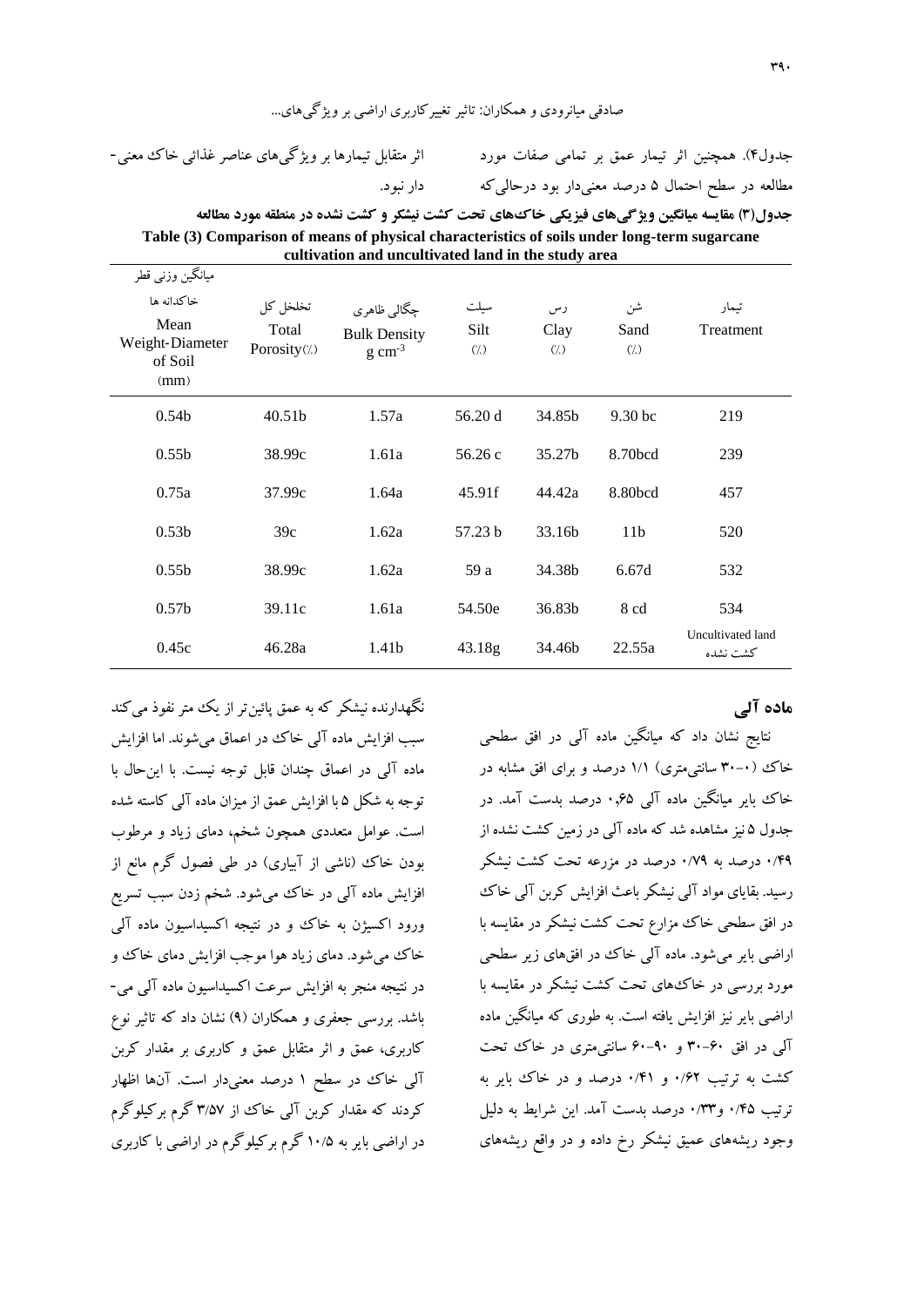جدول۴). همچنین اثر تیمار عمق بر تمامی صفات مورد مطالعه در سطح احتمال ۵ درصد معنی‌دار بود درحالی‌که اثر متقابل تیمارها بر ویژگی‌های عناصر غذائی خاک معنی‌دار نبود.

**جدول(۳) مقایسه میانگین ویژگی‌های فیزیکی خاک‌های تحت کشت نیشکر و کشت نشده در منطقه مورد مطالعه**

**Table (3) Comparison of means of physical characteristics of soils under long-term sugarcane cultivation and uncultivated land in the study area**

| تیمار Treatment | شن Sand (٪) | رس Clay (٪) | سیلت Silt (٪) | چگالی ظاهری Bulk Density $g\ cm^{-3}$ | تخلخل کل Total Porosity(٪) | میانگین وزنی قطر خاکدانه ها Mean Weight-Diameter of Soil (mm) |
|---|---|---|---|---|---|---|
| 219 | 9.30 bc | 34.85b | 56.20 d | 1.57a | 40.51b | 0.54b |
| 239 | 8.70bcd | 35.27b | 56.26 c | 1.61a | 38.99c | 0.55b |
| 457 | 8.80bcd | 44.42a | 45.91f | 1.64a | 37.99c | 0.75a |
| 520 | 11b | 33.16b | 57.23 b | 1.62a | 39c | 0.53b |
| 532 | 6.67d | 34.38b | 59 a | 1.62a | 38.99c | 0.55b |
| 534 | 8 cd | 36.83b | 54.50e | 1.61a | 39.11c | 0.57b |
| Uncultivated land کشت نشده | 22.55a | 34.46b | 43.18g | 1.41b | 46.28a | 0.45c |

## ماده آلی

نتایج نشان داد که میانگین ماده آلی در افق سطحی خاک (۰-۳۰ سانتی‌متری) ۱/۱ درصد و برای افق مشابه در خاک بایر میانگین ماده آلی ۰٫۶۵ درصد بدست آمد. در جدول ۵ نیز مشاهده شد که ماده آلی در زمین کشت نشده از ۰/۴۹ درصد به ۰/۷۹ درصد در مزرعه تحت کشت نیشکر رسید. بقایای مواد آلی نیشکر باعث افزایش کربن آلی خاک در افق سطحی خاک مزارع تحت کشت نیشکر در مقایسه با اراضی بایر می‌شود. ماده آلی خاک در افق‌های زیر سطحی مورد بررسی در خاک‌های تحت کشت نیشکر در مقایسه با اراضی بایر نیز افزایش یافته است. به طوری که میانگین ماده آلی در افق ۳۰-۶۰ و ۶۰-۹۰ سانتی‌متری در خاک تحت کشت به ترتیب ۰/۶۲ و ۰/۴۱ درصد و در خاک بایر به ترتیب ۰/۴۵ و۰/۳۳ درصد بدست آمد. این شرایط به دلیل وجود ریشه‌های عمیق نیشکر رخ داده و در واقع ریشه‌های نگهدارنده نیشکر که به عمق پائین‌تر از یک متر نفوذ می‌کند سبب افزایش ماده آلی خاک در اعماق می‌شوند. اما افزایش ماده آلی در اعماق چندان قابل توجه نیست. با این‌حال با توجه به شکل ۵ با افزایش عمق از میزان ماده آلی کاسته شده است. عوامل متعددی همچون شخم، دمای زیاد و مرطوب بودن خاک (ناشی از آبیاری) در طی فصول گرم مانع از افزایش ماده آلی در خاک می‌شود. شخم زدن سبب تسریع ورود اکسیژن به خاک و در نتیجه اکسیداسیون ماده آلی خاک می‌شود. دمای زیاد هوا موجب افزایش دمای خاک و در نتیجه منجر به افزایش سرعت اکسیداسیون ماده آلی می‌باشد. بررسی جعفری و همکاران (۹) نشان داد که تاثیر نوع کاربری، عمق و اثر متقابل عمق و کاربری بر مقدار کربن آلی خاک در سطح ۱ درصد معنی‌دار است. آن‌ها اظهار کردند که مقدار کربن آلی خاک از ۳/۵۷ گرم برکیلوگرم در اراضی بایر به ۱۰/۵ گرم برکیلوگرم در اراضی با کاربری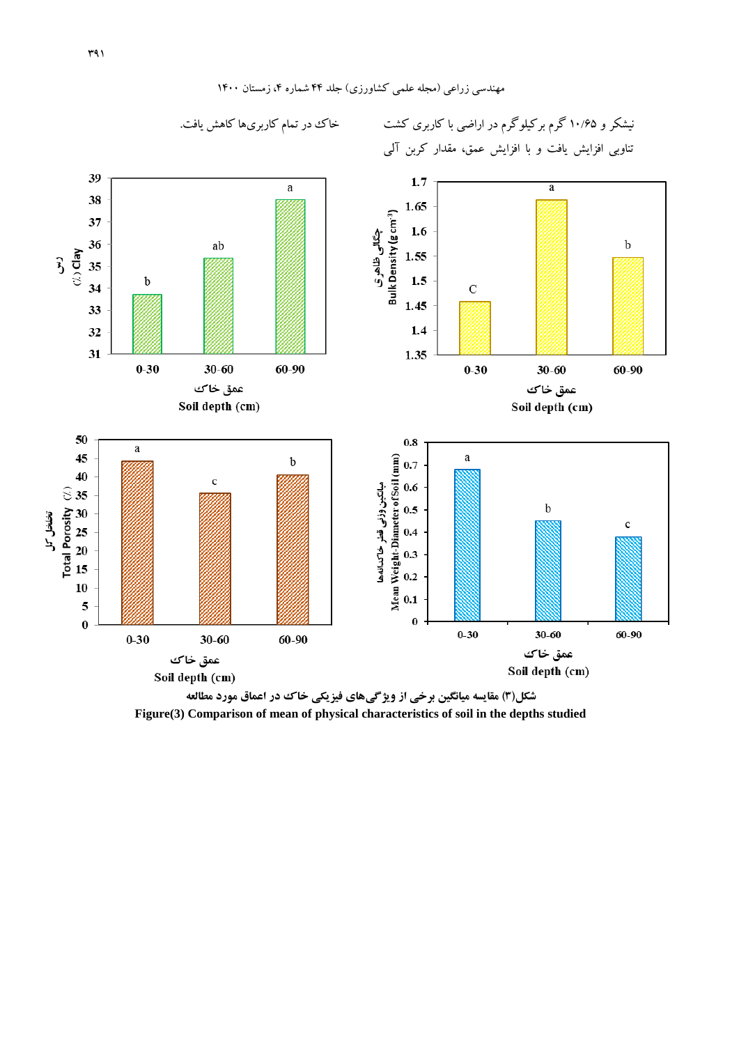نیشکر و ۱۰/۶۵ گرم برکیلوگرم در اراضی با کاربری کشت تناوبی افزایش یافت و با افزایش عمق، مقدار کربن آلی خاک در تمام کاربری‌ها کاهش یافت.

شکل(۳) مقایسه میانگین برخی از ویژگی‌های فیزیکی خاک در اعماق مورد مطالعه

**Figure(3) Comparison of mean of physical characteristics of soil in the depths studied**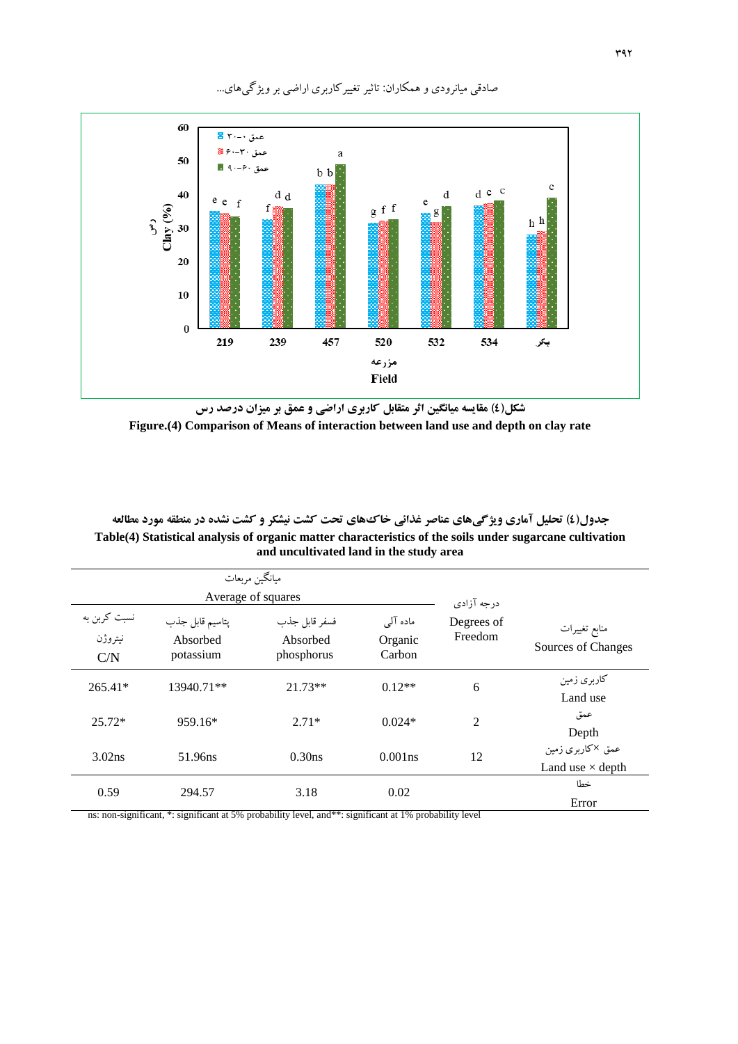شکل(۴) مقایسه میانگین اثر متقابل کاربری اراضی و عمق بر میزان درصد رس

**Figure.(4) Comparison of Means of interaction between land use and depth on clay rate**

**جدول(۴) تحلیل آماری ویژگی‌های عناصر غذائی خاک‌های تحت کشت نیشکر و کشت نشده در منطقه مورد مطالعه**

**Table(4) Statistical analysis of organic matter characteristics of the soils under sugarcane cultivation and uncultivated land in the study area**

| نسبت کربن به نیتروژن C/N | پتاسیم قابل جذب Absorbed potassium | فسفر قابل جذب Absorbed phosphorus | ماده آلی Organic Carbon | درجه آزادی Degrees of Freedom | منابع تغییرات Sources of Changes |
|---|---|---|---|---|---|
| میانگین مربعات Average of squares | | | | | |
| 265.41* | 13940.71** | 21.73** | 0.12** | 6 | کاربری زمین Land use |
| 25.72* | 959.16* | 2.71* | 0.024* | 2 | عمق Depth |
| 3.02ns | 51.96ns | 0.30ns | 0.001ns | 12 | عمق ×کاربری زمین Land use × depth |
| 0.59 | 294.57 | 3.18 | 0.02 | | خطا Error |

ns: non-significant, *: significant at 5% probability level, and**: significant at 1% probability level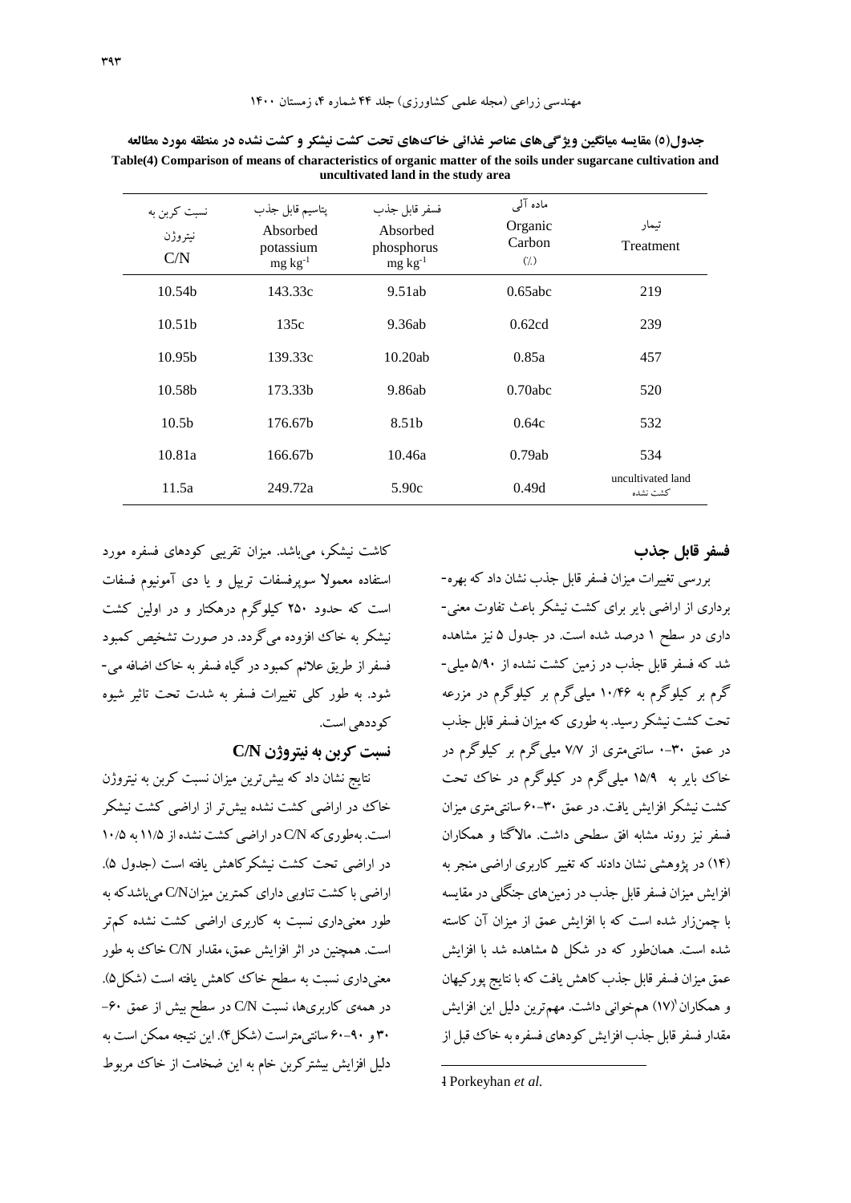**جدول(۵) مقایسه میانگین ویژگی‌های عناصر غذائی خاک‌های تحت کشت نیشکر و کشت نشده در منطقه مورد مطالعه**

**Table(4) Comparison of means of characteristics of organic matter of the soils under sugarcane cultivation and uncultivated land in the study area**

| تیمار Treatment | ماده آلی Organic Carbon (٪) | فسفر قابل جذب Absorbed phosphorus $mg\ kg^{-1}$ | پتاسیم قابل جذب Absorbed potassium $mg\ kg^{-1}$ | نسبت کربن به نیتروژن C/N |
|---|---|---|---|---|
| 219 | 0.65abc | 9.51ab | 143.33c | 10.54b |
| 239 | 0.62cd | 9.36ab | 135c | 10.51b |
| 457 | 0.85a | 10.20ab | 139.33c | 10.95b |
| 520 | 0.70abc | 9.86ab | 173.33b | 10.58b |
| 532 | 0.64c | 8.51b | 176.67b | 10.5b |
| 534 | 0.79ab | 10.46a | 166.67b | 10.81a |
| uncultivated land کشت نشده | 0.49d | 5.90c | 249.72a | 11.5a |

### فسفر قابل جذب

بررسی تغییرات میزان فسفر قابل جذب نشان داد که بهره‌برداری از اراضی بایر برای کشت نیشکر باعث تفاوت معنی‌داری در سطح ۱ درصد شده است. در جدول ۵ نیز مشاهده شد که فسفر قابل جذب در زمین کشت نشده از ۵/۹۰ میلی‌گرم بر کیلوگرم به ۱۰/۴۶ میلی‌گرم بر کیلوگرم در مزرعه تحت کشت نیشکر رسید. به طوری که میزان فسفر قابل جذب در عمق ۳۰-۰ سانتی‌متری از ۷/۷ میلی‌گرم بر کیلوگرم در خاک بایر به ۱۵/۹ میلی‌گرم در کیلوگرم در خاک تحت کشت نیشکر افزایش یافت. در عمق ۳۰-۶۰ سانتی‌متری میزان فسفر نیز روند مشابه افق سطحی داشت. مالاگتا و همکاران (۱۴) در پژوهشی نشان دادند که تغییر کاربری اراضی منجر به افزایش میزان فسفر قابل جذب در زمین‌های جنگلی در مقایسه با چمن‌زار شده است که با افزایش عمق از میزان آن کاسته شده است. همان‌طور که در شکل ۵ مشاهده شد با افزایش عمق میزان فسفر قابل جذب کاهش یافت که با نتایج پورکیهان و همکاران[1] (۱۷) هم‌خوانی داشت. مهم‌ترین دلیل این افزایش مقدار فسفر قابل جذب افزایش کودهای فسفره به خاک قبل از کاشت نیشکر، می‌باشد. میزان تقریبی کودهای فسفره مورد استفاده معمولا سوپرفسفات تریپل و یا دی آمونیوم فسفات است که حدود ۲۵۰ کیلوگرم درهکتار و در اولین کشت نیشکر به خاک افزوده می‌گردد. در صورت تشخیص کمبود فسفر از طریق علائم کمبود در گیاه فسفر به خاک اضافه می‌شود. به طور کلی تغییرات فسفر به شدت تحت تاثیر شیوه کوددهی است.

### نسبت کربن به نیتروژن C/N

نتایج نشان داد که بیش‌ترین میزان نسبت کربن به نیتروژن خاک در اراضی کشت نشده بیش‌تر از اراضی کشت نیشکر است. به‌طوری‌که C/N در اراضی کشت نشده از ۱۱/۵ به ۱۰/۵ در اراضی تحت کشت نیشکرکاهش یافته است (جدول ۵). اراضی با کشت تناوبی دارای کمترین میزانC/N می‌باشدکه به طور معنی‌داری نسبت به کاربری اراضی کشت نشده کم‌تر است. همچنین در اثر افزایش عمق، مقدار C/N خاک به طور معنی‌داری نسبت به سطح خاک کاهش یافته است (شکل۵). در همه‌ی کاربری‌ها، نسبت C/N در سطح بیش از عمق ۶۰-۳۰ و ۹۰-۶۰ سانتی‌متراست (شکل۴). این نتیجه ممکن است به دلیل افزایش بیشترکربن خام به این ضخامت از خاک مربوط

---

1 Porkeyhan *et al.*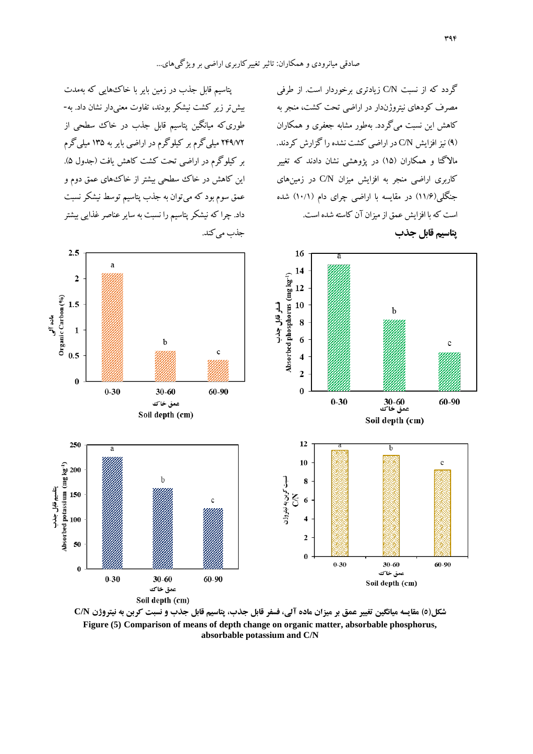گردد که از نسبت C/N زیادتری برخوردار است. از طرفی مصرف کودهای نیتروژن‌دار در اراضی تحت کشت، منجر به کاهش این نسبت می‌گردد. به‌طور مشابه جعفری و همکاران (۹) نیز افزایش C/N در اراضی کشت نشده را گزارش کردند. مالاگتا و همکاران (۱۵) در پژوهشی نشان دادند که تغییر کاربری اراضی منجر به افزایش میزان C/N در زمین‌های جنگلی(۱۱/۶) در مقایسه با اراضی چرای دام (۱۰/۱) شده است که با افزایش عمق از میزان آن کاسته شده است.

### پتاسیم قابل جذب

پتاسیم قابل جذب در زمین بایر با خاک‌هایی که به‌مدت بیش‌تر زیر کشت نیشکر بودند، تفاوت معنی‌دار نشان داد. به‌طوری‌که میانگین پتاسیم قابل جذب در خاک سطحی از ۲۴۹/۷۲ میلی‌گرم بر کیلوگرم در اراضی بایر به ۱۳۵ میلی‌گرم بر کیلوگرم در اراضی تحت کشت کاهش یافت (جدول ۵). این کاهش در خاک سطحی بیشتر از خاک‌های عمق دوم و عمق سوم بود که می‌توان به جذب پتاسیم توسط نیشکر نسبت داد. چرا که نیشکر پتاسیم را نسبت به سایر عناصر غذایی بیشتر جذب می‌کند.

شکل(۵) مقایسه میانگین تغییر عمق بر میزان ماده آلی، فسفر قابل جذب، پتاسیم قابل جذب و نسبت کربن به نیتروژن C/N

**Figure (5) Comparison of means of depth change on organic matter, absorbable phosphorus, absorbable potassium and C/N**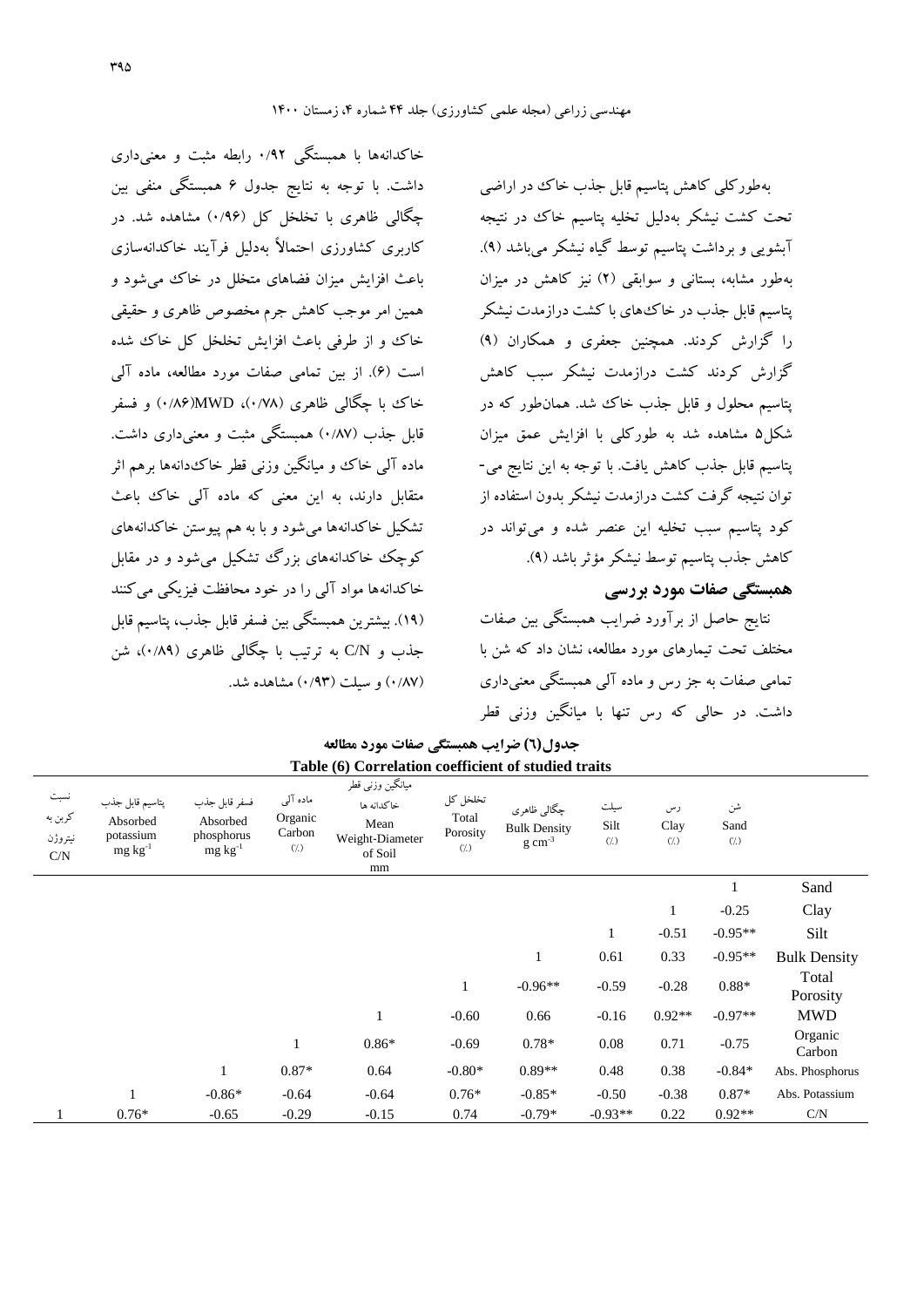به‌طورکلی کاهش پتاسیم قابل جذب خاک در اراضی تحت کشت نیشکر به‌دلیل تخلیه پتاسیم خاک در نتیجه آبشویی و برداشت پتاسیم توسط گیاه نیشکر می‌باشد (۹). به‌طور مشابه، بستانی و سوابقی (۲) نیز کاهش در میزان پتاسیم قابل جذب در خاک‌های با کشت درازمدت نیشکر را گزارش کردند. همچنین جعفری و همکاران (۹) گزارش کردند کشت درازمدت نیشکر سبب کاهش پتاسیم محلول و قابل جذب خاک شد. همان‌طور که در شکل۵ مشاهده شد به طورکلی با افزایش عمق میزان پتاسیم قابل جذب کاهش یافت. با توجه به این نتایج می‌توان نتیجه گرفت کشت درازمدت نیشکر بدون استفاده از کود پتاسیم سبب تخلیه این عنصر شده و می‌تواند در کاهش جذب پتاسیم توسط نیشکر مؤثر باشد (۹).

### همبستگی صفات مورد بررسی

نتایج حاصل از برآورد ضرایب همبستگی بین صفات مختلف تحت تیمارهای مورد مطالعه، نشان داد که شن با تمامی صفات به جز رس و ماده آلی همبستگی معنی‌داری داشت. در حالی که رس تنها با میانگین وزنی قطر خاکدانه‌ها با همبستگی ۰/۹۲ رابطه مثبت و معنی‌داری داشت. با توجه به نتایج جدول ۶ همبستگی منفی بین چگالی ظاهری با تخلخل کل (۰/۹۶) مشاهده شد. در کاربری کشاورزی احتمالاً به‌دلیل فرآیند خاکدانه‌سازی باعث افزایش میزان فضاهای متخلل در خاک می‌شود و همین امر موجب کاهش جرم مخصوص ظاهری و حقیقی خاک و از طرفی باعث افزایش تخلخل کل خاک شده است (۶). از بین تمامی صفات مورد مطالعه، ماده آلی خاک با چگالی ظاهری (۰/۷۸)، MWD(۰/۸۶) و فسفر قابل جذب (۰/۸۷) همبستگی مثبت و معنی‌داری داشت. ماده آلی خاک و میانگین وزنی قطر خاک‌دانه‌ها برهم اثر متقابل دارند، به این معنی که ماده آلی خاک باعث تشکیل خاکدانه‌ها می‌شود و با به هم پیوستن خاکدانه‌های کوچک خاکدانه‌های بزرگ تشکیل می‌شود و در مقابل خاکدانه‌ها مواد آلی را در خود محافظت فیزیکی می‌کنند (۱۹). بیشترین همبستگی بین فسفر قابل جذب، پتاسیم قابل جذب و C/N به ترتیب با چگالی ظاهری (۰/۸۹)، شن (۰/۸۷) و سیلت (۰/۹۳) مشاهده شد.

**جدول(۶) ضرایب همبستگی صفات مورد مطالعه**

**Table (6) Correlation coefficient of studied traits**

| | شن Sand (٪) | رس Clay (٪) | سیلت Silt (٪) | چگالی ظاهری Bulk Density $g\ cm^{-3}$ | تخلخل کل Total Porosity (٪) | میانگین وزنی قطر خاکدانه ها Mean Weight-Diameter of Soil mm | ماده آلی Organic Carbon (٪) | فسفر قابل جذب Absorbed phosphorus $mg\ kg^{-1}$ | پتاسیم قابل جذب Absorbed potassium $mg\ kg^{-1}$ | نسبت کربن به نیتروژن C/N |
|---|---|---|---|---|---|---|---|---|---|---|
| Sand | 1 | | | | | | | | | |
| Clay | -0.25 | 1 | | | | | | | | |
| Silt | -0.95** | -0.51 | 1 | | | | | | | |
| Bulk Density | -0.95** | 0.33 | 0.61 | 1 | | | | | | |
| Total Porosity | 0.88* | -0.28 | -0.59 | -0.96** | 1 | | | | | |
| MWD | -0.97** | 0.92** | -0.16 | 0.66 | -0.60 | 1 | | | | |
| Organic Carbon | -0.75 | 0.71 | 0.08 | 0.78* | -0.69 | 0.86* | 1 | | | |
| Abs. Phosphorus | -0.84* | 0.38 | 0.48 | 0.89** | -0.80* | 0.64 | 0.87* | 1 | | |
| Abs. Potassium | 0.87* | -0.38 | -0.50 | -0.85* | 0.76* | -0.64 | -0.64 | -0.86* | 1 | |
| C/N | 0.92** | 0.22 | -0.93** | -0.79* | 0.74 | -0.15 | -0.29 | -0.65 | 0.76* | 1 |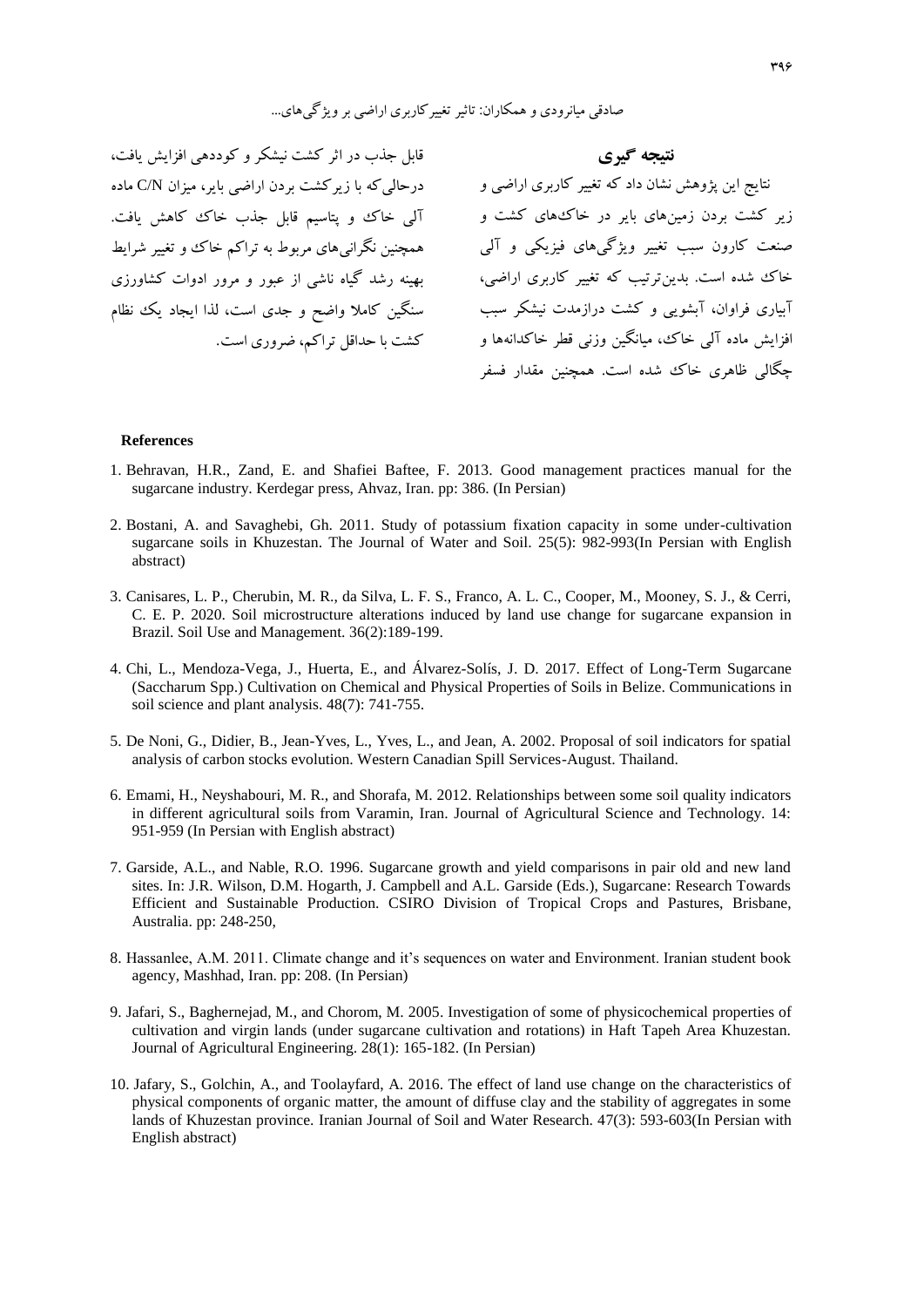## نتیجه گیری

نتایج این پژوهش نشان داد که تغییر کاربری اراضی و زیر کشت بردن زمین‌های بایر در خاک‌های کشت و صنعت کارون سبب تغییر ویژگی‌های فیزیکی و آلی خاک شده است. بدین‌ترتیب که تغییر کاربری اراضی، آبیاری فراوان، آبشویی و کشت درازمدت نیشکر سبب افزایش ماده آلی خاک، میانگین وزنی قطر خاکدانه‌ها و چگالی ظاهری خاک شده است. همچنین مقدار فسفر قابل جذب در اثر کشت نیشکر و کوددهی افزایش یافت، درحالی‌که با زیرکشت بردن اراضی بایر، میزان C/N ماده آلی خاک و پتاسیم قابل جذب خاک کاهش یافت. همچنین نگرانی‌های مربوط به تراکم خاک و تغییر شرایط بهینه رشد گیاه ناشی از عبور و مرور ادوات کشاورزی سنگین کاملا واضح و جدی است، لذا ایجاد یک نظام کشت با حداقل تراکم، ضروری است.

## References

1. Behravan, H.R., Zand, E. and Shafiei Baftee, F. 2013. Good management practices manual for the sugarcane industry. Kerdegar press, Ahvaz, Iran. pp: 386. (In Persian)

2. Bostani, A. and Savaghebi, Gh. 2011. Study of potassium fixation capacity in some under-cultivation sugarcane soils in Khuzestan. The Journal of Water and Soil. 25(5): 982-993(In Persian with English abstract)

3. Canisares, L. P., Cherubin, M. R., da Silva, L. F. S., Franco, A. L. C., Cooper, M., Mooney, S. J., & Cerri, C. E. P. 2020. Soil microstructure alterations induced by land use change for sugarcane expansion in Brazil. Soil Use and Management. 36(2):189-199.

4. Chi, L., Mendoza-Vega, J., Huerta, E., and Álvarez-Solís, J. D. 2017. Effect of Long-Term Sugarcane (Saccharum Spp.) Cultivation on Chemical and Physical Properties of Soils in Belize. Communications in soil science and plant analysis. 48(7): 741-755.

5. De Noni, G., Didier, B., Jean-Yves, L., Yves, L., and Jean, A. 2002. Proposal of soil indicators for spatial analysis of carbon stocks evolution. Western Canadian Spill Services-August. Thailand.

6. Emami, H., Neyshabouri, M. R., and Shorafa, M. 2012. Relationships between some soil quality indicators in different agricultural soils from Varamin, Iran. Journal of Agricultural Science and Technology. 14: 951-959 (In Persian with English abstract)

7. Garside, A.L., and Nable, R.O. 1996. Sugarcane growth and yield comparisons in pair old and new land sites. In: J.R. Wilson, D.M. Hogarth, J. Campbell and A.L. Garside (Eds.), Sugarcane: Research Towards Efficient and Sustainable Production. CSIRO Division of Tropical Crops and Pastures, Brisbane, Australia. pp: 248-250,

8. Hassanlee, A.M. 2011. Climate change and it's sequences on water and Environment. Iranian student book agency, Mashhad, Iran. pp: 208. (In Persian)

9. Jafari, S., Baghernejad, M., and Chorom, M. 2005. Investigation of some of physicochemical properties of cultivation and virgin lands (under sugarcane cultivation and rotations) in Haft Tapeh Area Khuzestan. Journal of Agricultural Engineering. 28(1): 165-182. (In Persian)

10. Jafary, S., Golchin, A., and Toolayfard, A. 2016. The effect of land use change on the characteristics of physical components of organic matter, the amount of diffuse clay and the stability of aggregates in some lands of Khuzestan province. Iranian Journal of Soil and Water Research. 47(3): 593-603(In Persian with English abstract)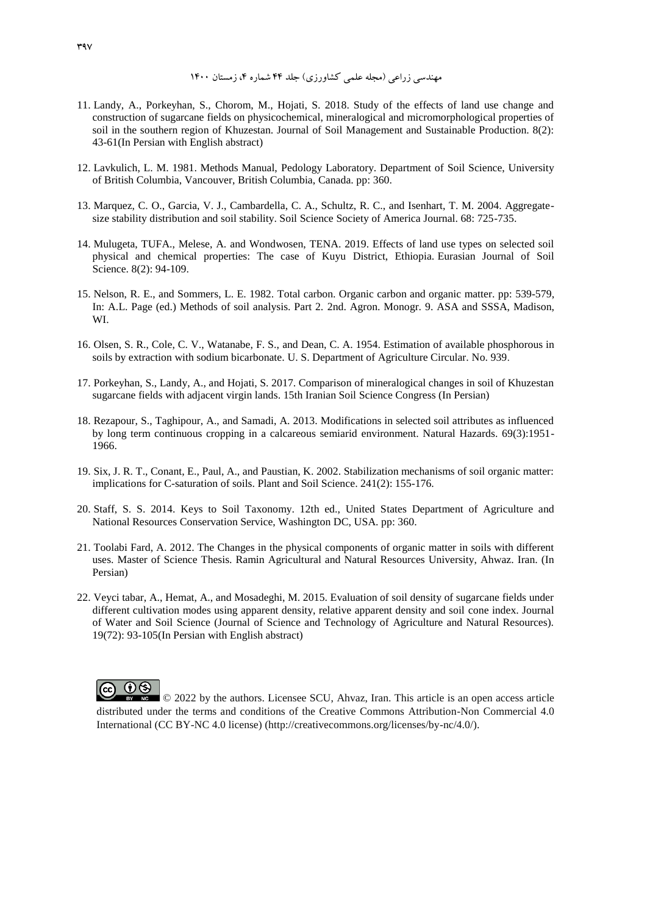11. Landy, A., Porkeyhan, S., Chorom, M., Hojati, S. 2018. Study of the effects of land use change and construction of sugarcane fields on physicochemical, mineralogical and micromorphological properties of soil in the southern region of Khuzestan. Journal of Soil Management and Sustainable Production. 8(2): 43-61(In Persian with English abstract)

12. Lavkulich, L. M. 1981. Methods Manual, Pedology Laboratory. Department of Soil Science, University of British Columbia, Vancouver, British Columbia, Canada. pp: 360.

13. Marquez, C. O., Garcia, V. J., Cambardella, C. A., Schultz, R. C., and Isenhart, T. M. 2004. Aggregate-size stability distribution and soil stability. Soil Science Society of America Journal. 68: 725-735.

14. Mulugeta, TUFA., Melese, A. and Wondwosen, TENA. 2019. Effects of land use types on selected soil physical and chemical properties: The case of Kuyu District, Ethiopia. Eurasian Journal of Soil Science. 8(2): 94-109.

15. Nelson, R. E., and Sommers, L. E. 1982. Total carbon. Organic carbon and organic matter. pp: 539-579, In: A.L. Page (ed.) Methods of soil analysis. Part 2. 2nd. Agron. Monogr. 9. ASA and SSSA, Madison, WI.

16. Olsen, S. R., Cole, C. V., Watanabe, F. S., and Dean, C. A. 1954. Estimation of available phosphorous in soils by extraction with sodium bicarbonate. U. S. Department of Agriculture Circular. No. 939.

17. Porkeyhan, S., Landy, A., and Hojati, S. 2017. Comparison of mineralogical changes in soil of Khuzestan sugarcane fields with adjacent virgin lands. 15th Iranian Soil Science Congress (In Persian)

18. Rezapour, S., Taghipour, A., and Samadi, A. 2013. Modifications in selected soil attributes as influenced by long term continuous cropping in a calcareous semiarid environment. Natural Hazards. 69(3):1951-1966.

19. Six, J. R. T., Conant, E., Paul, A., and Paustian, K. 2002. Stabilization mechanisms of soil organic matter: implications for C-saturation of soils. Plant and Soil Science. 241(2): 155-176.

20. Staff, S. S. 2014. Keys to Soil Taxonomy. 12th ed., United States Department of Agriculture and National Resources Conservation Service, Washington DC, USA. pp: 360.

21. Toolabi Fard, A. 2012. The Changes in the physical components of organic matter in soils with different uses. Master of Science Thesis. Ramin Agricultural and Natural Resources University, Ahwaz. Iran. (In Persian)

22. Veyci tabar, A., Hemat, A., and Mosadeghi, M. 2015. Evaluation of soil density of sugarcane fields under different cultivation modes using apparent density, relative apparent density and soil cone index. Journal of Water and Soil Science (Journal of Science and Technology of Agriculture and Natural Resources). 19(72): 93-105(In Persian with English abstract)

© 2022 by the authors. Licensee SCU, Ahvaz, Iran. This article is an open access article distributed under the terms and conditions of the Creative Commons Attribution-Non Commercial 4.0 International (CC BY-NC 4.0 license) (http://creativecommons.org/licenses/by-nc/4.0/).